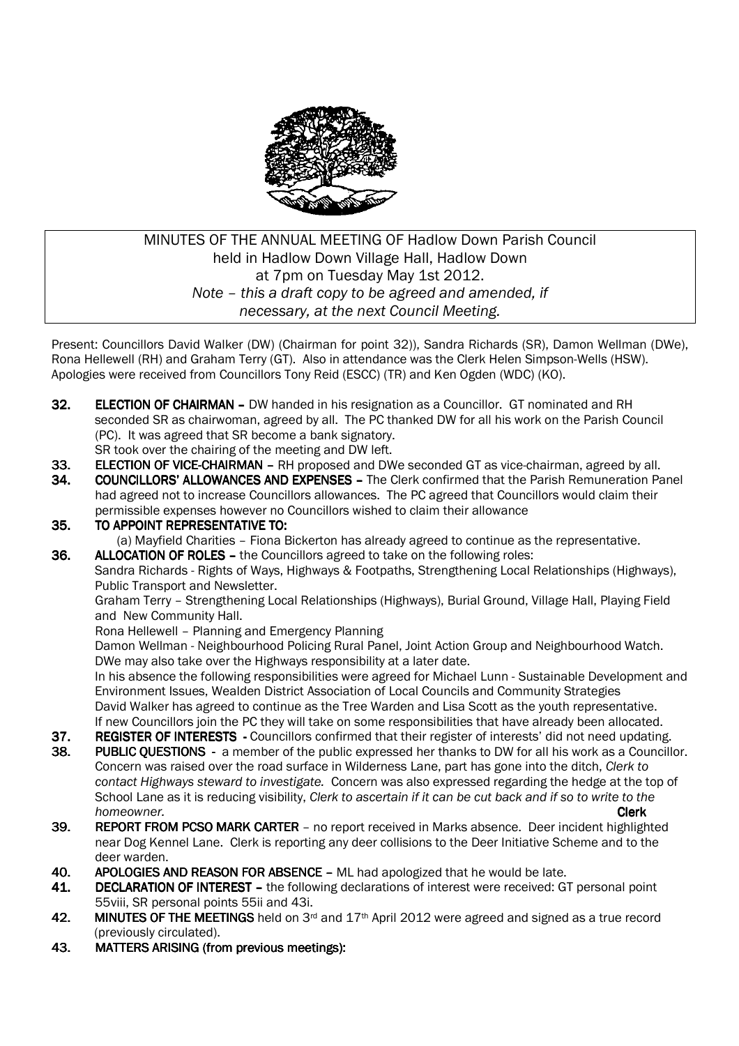MINUTES OF THE ANNUAL MEETING OF Hadlow Down Parish Council
held in Hadlow Down Village Hall, Hadlow Down
at 7pm on Tuesday May 1st 2012.
*Note – this a draft copy to be agreed and amended, if necessary, at the next Council Meeting.*

Present: Councillors David Walker (DW) (Chairman for point 32)), Sandra Richards (SR), Damon Wellman (DWe), Rona Hellewell (RH) and Graham Terry (GT). Also in attendance was the Clerk Helen Simpson-Wells (HSW). Apologies were received from Councillors Tony Reid (ESCC) (TR) and Ken Ogden (WDC) (KO).

**32. ELECTION OF CHAIRMAN –** DW handed in his resignation as a Councillor. GT nominated and RH seconded SR as chairwoman, agreed by all. The PC thanked DW for all his work on the Parish Council (PC). It was agreed that SR become a bank signatory.
SR took over the chairing of the meeting and DW left.

**33. ELECTION OF VICE-CHAIRMAN –** RH proposed and DWe seconded GT as vice-chairman, agreed by all.

**34. COUNCILLORS' ALLOWANCES AND EXPENSES –** The Clerk confirmed that the Parish Remuneration Panel had agreed not to increase Councillors allowances. The PC agreed that Councillors would claim their permissible expenses however no Councillors wished to claim their allowance

**35. TO APPOINT REPRESENTATIVE TO:**
(a) Mayfield Charities – Fiona Bickerton has already agreed to continue as the representative.

**36. ALLOCATION OF ROLES –** the Councillors agreed to take on the following roles:
Sandra Richards - Rights of Ways, Highways & Footpaths, Strengthening Local Relationships (Highways), Public Transport and Newsletter.
Graham Terry – Strengthening Local Relationships (Highways), Burial Ground, Village Hall, Playing Field and New Community Hall.
Rona Hellewell – Planning and Emergency Planning
Damon Wellman - Neighbourhood Policing Rural Panel, Joint Action Group and Neighbourhood Watch. DWe may also take over the Highways responsibility at a later date.
In his absence the following responsibilities were agreed for Michael Lunn - Sustainable Development and Environment Issues, Wealden District Association of Local Councils and Community Strategies
David Walker has agreed to continue as the Tree Warden and Lisa Scott as the youth representative.
If new Councillors join the PC they will take on some responsibilities that have already been allocated.

**37. REGISTER OF INTERESTS -** Councillors confirmed that their register of interests' did not need updating.

**38. PUBLIC QUESTIONS -** a member of the public expressed her thanks to DW for all his work as a Councillor. Concern was raised over the road surface in Wilderness Lane, part has gone into the ditch, *Clerk to contact Highways steward to investigate.* Concern was also expressed regarding the hedge at the top of School Lane as it is reducing visibility, *Clerk to ascertain if it can be cut back and if so to write to the homeowner.* **Clerk**

**39. REPORT FROM PCSO MARK CARTER** – no report received in Marks absence. Deer incident highlighted near Dog Kennel Lane. Clerk is reporting any deer collisions to the Deer Initiative Scheme and to the deer warden.

**40. APOLOGIES AND REASON FOR ABSENCE –** ML had apologized that he would be late.

**41. DECLARATION OF INTEREST –** the following declarations of interest were received: GT personal point 55viii, SR personal points 55ii and 43i.

**42. MINUTES OF THE MEETINGS** held on 3rd and 17th April 2012 were agreed and signed as a true record (previously circulated).

**43. MATTERS ARISING (from previous meetings):**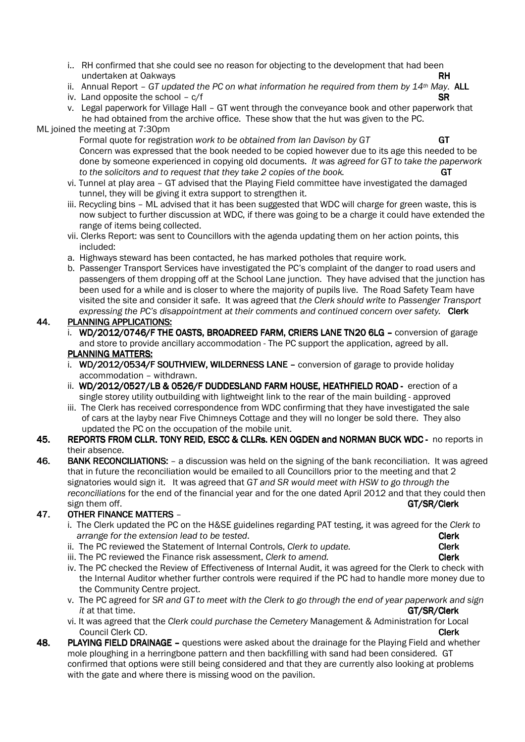- i.. RH confirmed that she could see no reason for objecting to the development that had been undertaken at Oakways **RH**
- ii. Annual Report – *GT updated the PC on what information he required from them by 14th May.* **ALL**
- iv. Land opposite the school – c/f **SR**
- v. Legal paperwork for Village Hall – GT went through the conveyance book and other paperwork that he had obtained from the archive office. These show that the hut was given to the PC.

ML joined the meeting at 7:30pm

Formal quote for registration *work to be obtained from Ian Davison by GT* **GT**

Concern was expressed that the book needed to be copied however due to its age this needed to be done by someone experienced in copying old documents. *It was agreed for GT to take the paperwork to the solicitors and to request that they take 2 copies of the book.* **GT**

- vi. Tunnel at play area – GT advised that the Playing Field committee have investigated the damaged tunnel, they will be giving it extra support to strengthen it.
- iii. Recycling bins – ML advised that it has been suggested that WDC will charge for green waste, this is now subject to further discussion at WDC, if there was going to be a charge it could have extended the range of items being collected.
- vii. Clerks Report: was sent to Councillors with the agenda updating them on her action points, this included:
  - a. Highways steward has been contacted, he has marked potholes that require work.
  - b. Passenger Transport Services have investigated the PC's complaint of the danger to road users and passengers of them dropping off at the School Lane junction. They have advised that the junction has been used for a while and is closer to where the majority of pupils live. The Road Safety Team have visited the site and consider it safe. It was agreed that *the Clerk should write to Passenger Transport expressing the PC's disappointment at their comments and continued concern over safety.* **Clerk**

**44. PLANNING APPLICATIONS:**

- i. **WD/2012/0746/F THE OASTS, BROADREED FARM, CRIERS LANE TN20 6LG –** conversion of garage and store to provide ancillary accommodation - The PC support the application, agreed by all.

**PLANNING MATTERS:**

- i. **WD/2012/0534/F SOUTHVIEW, WILDERNESS LANE –** conversion of garage to provide holiday accommodation – withdrawn.
- ii. **WD/2012/0527/LB & 0526/F DUDDESLAND FARM HOUSE, HEATHFIELD ROAD -** erection of a single storey utility outbuilding with lightweight link to the rear of the main building - approved
- iii. The Clerk has received correspondence from WDC confirming that they have investigated the sale of cars at the layby near Five Chimneys Cottage and they will no longer be sold there. They also updated the PC on the occupation of the mobile unit.

**45. REPORTS FROM CLLR. TONY REID, ESCC & CLLRs. KEN OGDEN and NORMAN BUCK WDC -** no reports in their absence.

**46. BANK RECONCILIATIONS:** – a discussion was held on the signing of the bank reconciliation. It was agreed that in future the reconciliation would be emailed to all Councillors prior to the meeting and that 2 signatories would sign it. It was agreed that *GT and SR would meet with HSW to go through the reconciliations* for the end of the financial year and for the one dated April 2012 and that they could then sign them off. **GT/SR/Clerk**

**47. OTHER FINANCE MATTERS** –

- i. The Clerk updated the PC on the H&SE guidelines regarding PAT testing, it was agreed for the *Clerk to arrange for the extension lead to be tested*. **Clerk**
- ii. The PC reviewed the Statement of Internal Controls, *Clerk to update.* **Clerk**
- iii. The PC reviewed the Finance risk assessment, *Clerk to amend.* **Clerk**
- iv. The PC checked the Review of Effectiveness of Internal Audit, it was agreed for the Clerk to check with the Internal Auditor whether further controls were required if the PC had to handle more money due to the Community Centre project.
- v. The PC agreed for *SR and GT to meet with the Clerk to go through the end of year paperwork and sign it* at that time. **GT/SR/Clerk**
- vi. It was agreed that the *Clerk could purchase the Cemetery* Management & Administration for Local Council Clerk CD. **Clerk**

**48. PLAYING FIELD DRAINAGE –** questions were asked about the drainage for the Playing Field and whether mole ploughing in a herringbone pattern and then backfilling with sand had been considered. GT confirmed that options were still being considered and that they are currently also looking at problems with the gate and where there is missing wood on the pavilion.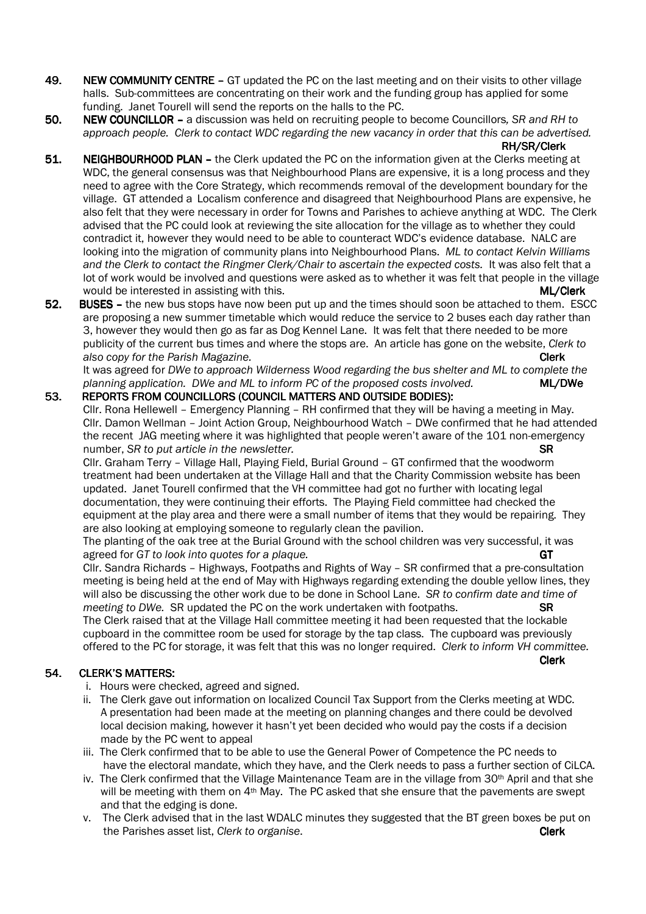49. **NEW COMMUNITY CENTRE** – GT updated the PC on the last meeting and on their visits to other village halls. Sub-committees are concentrating on their work and the funding group has applied for some funding. Janet Tourell will send the reports on the halls to the PC.

50. **NEW COUNCILLOR** – a discussion was held on recruiting people to become Councillors*, SR and RH to approach people. Clerk to contact WDC regarding the new vacancy in order that this can be advertised.*
**RH/SR/Clerk**

51. **NEIGHBOURHOOD PLAN** – the Clerk updated the PC on the information given at the Clerks meeting at WDC, the general consensus was that Neighbourhood Plans are expensive, it is a long process and they need to agree with the Core Strategy, which recommends removal of the development boundary for the village. GT attended a Localism conference and disagreed that Neighbourhood Plans are expensive, he also felt that they were necessary in order for Towns and Parishes to achieve anything at WDC. The Clerk advised that the PC could look at reviewing the site allocation for the village as to whether they could contradict it, however they would need to be able to counteract WDC's evidence database. NALC are looking into the migration of community plans into Neighbourhood Plans. *ML to contact Kelvin Williams and the Clerk to contact the Ringmer Clerk/Chair to ascertain the expected costs.* It was also felt that a lot of work would be involved and questions were asked as to whether it was felt that people in the village would be interested in assisting with this. **ML/Clerk**

52. **BUSES** – the new bus stops have now been put up and the times should soon be attached to them. ESCC are proposing a new summer timetable which would reduce the service to 2 buses each day rather than 3, however they would then go as far as Dog Kennel Lane. It was felt that there needed to be more publicity of the current bus times and where the stops are. An article has gone on the website, *Clerk to also copy for the Parish Magazine.* **Clerk**
It was agreed for *DWe to approach Wilderness Wood regarding the bus shelter and ML to complete the planning application. DWe and ML to inform PC of the proposed costs involved.* **ML/DWe**

53. **REPORTS FROM COUNCILLORS (COUNCIL MATTERS AND OUTSIDE BODIES):**
Cllr. Rona Hellewell – Emergency Planning – RH confirmed that they will be having a meeting in May.
Cllr. Damon Wellman – Joint Action Group, Neighbourhood Watch – DWe confirmed that he had attended the recent JAG meeting where it was highlighted that people weren't aware of the 101 non-emergency number, *SR to put article in the newsletter.* **SR**
Cllr. Graham Terry – Village Hall, Playing Field, Burial Ground – GT confirmed that the woodworm treatment had been undertaken at the Village Hall and that the Charity Commission website has been updated. Janet Tourell confirmed that the VH committee had got no further with locating legal documentation, they were continuing their efforts. The Playing Field committee had checked the equipment at the play area and there were a small number of items that they would be repairing. They are also looking at employing someone to regularly clean the pavilion.
The planting of the oak tree at the Burial Ground with the school children was very successful, it was agreed for *GT to look into quotes for a plaque.* **GT**
Cllr. Sandra Richards – Highways, Footpaths and Rights of Way – SR confirmed that a pre-consultation meeting is being held at the end of May with Highways regarding extending the double yellow lines, they will also be discussing the other work due to be done in School Lane. *SR to confirm date and time of meeting to DWe.* SR updated the PC on the work undertaken with footpaths. **SR**
The Clerk raised that at the Village Hall committee meeting it had been requested that the lockable cupboard in the committee room be used for storage by the tap class. The cupboard was previously offered to the PC for storage, it was felt that this was no longer required. *Clerk to inform VH committee.*
**Clerk**

54. **CLERK'S MATTERS:**
    i. Hours were checked, agreed and signed.
    ii. The Clerk gave out information on localized Council Tax Support from the Clerks meeting at WDC. A presentation had been made at the meeting on planning changes and there could be devolved local decision making, however it hasn't yet been decided who would pay the costs if a decision made by the PC went to appeal
    iii. The Clerk confirmed that to be able to use the General Power of Competence the PC needs to have the electoral mandate, which they have, and the Clerk needs to pass a further section of CiLCA.
    iv. The Clerk confirmed that the Village Maintenance Team are in the village from 30th April and that she will be meeting with them on 4th May. The PC asked that she ensure that the pavements are swept and that the edging is done.
    v. The Clerk advised that in the last WDALC minutes they suggested that the BT green boxes be put on the Parishes asset list, *Clerk to organise*. **Clerk**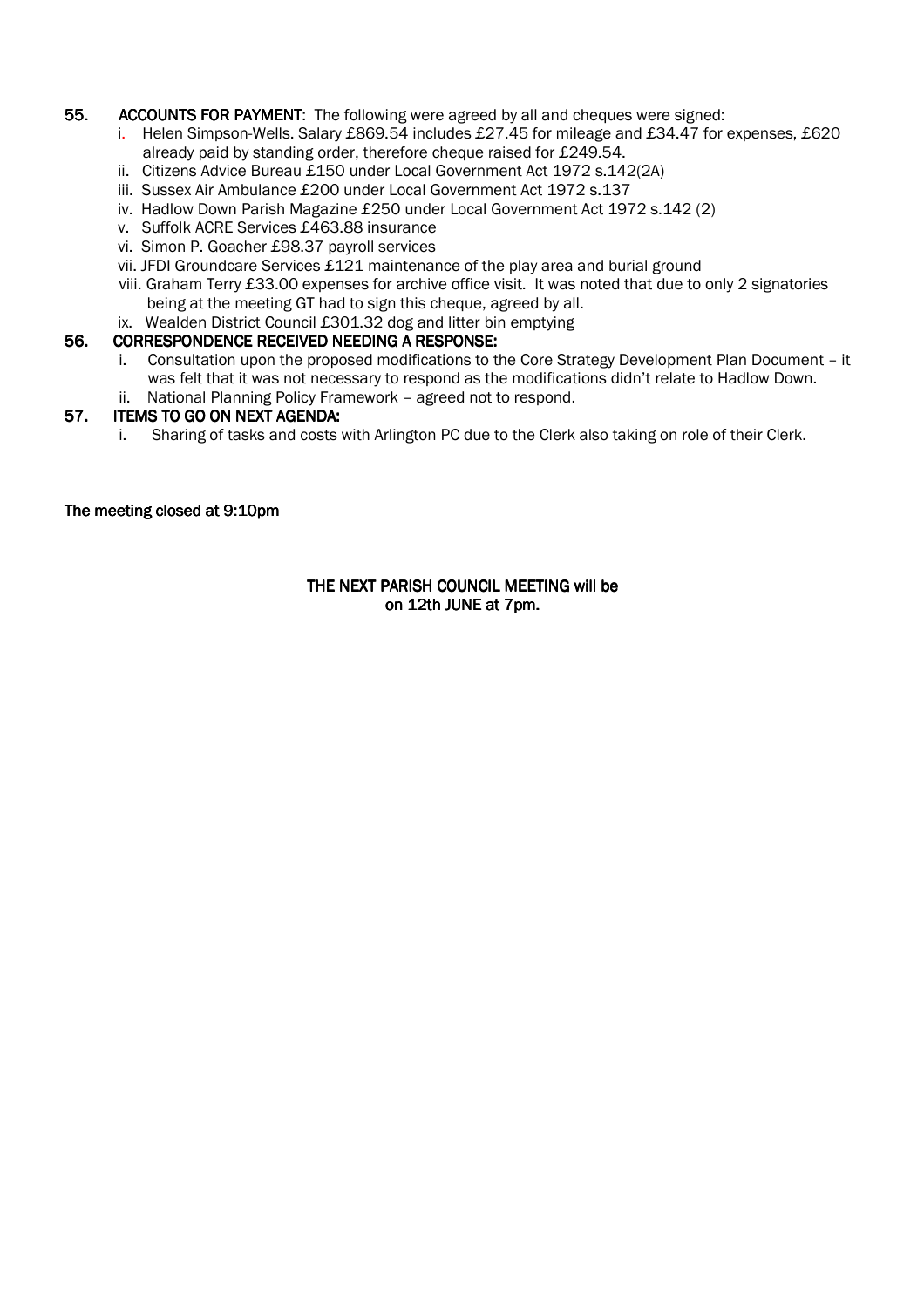**55. ACCOUNTS FOR PAYMENT**: The following were agreed by all and cheques were signed:

i. Helen Simpson-Wells. Salary £869.54 includes £27.45 for mileage and £34.47 for expenses, £620 already paid by standing order, therefore cheque raised for £249.54.

ii. Citizens Advice Bureau £150 under Local Government Act 1972 s.142(2A)

iii. Sussex Air Ambulance £200 under Local Government Act 1972 s.137

iv. Hadlow Down Parish Magazine £250 under Local Government Act 1972 s.142 (2)

v. Suffolk ACRE Services £463.88 insurance

vi. Simon P. Goacher £98.37 payroll services

vii. JFDI Groundcare Services £121 maintenance of the play area and burial ground

viii. Graham Terry £33.00 expenses for archive office visit. It was noted that due to only 2 signatories being at the meeting GT had to sign this cheque, agreed by all.

ix. Wealden District Council £301.32 dog and litter bin emptying

**56. CORRESPONDENCE RECEIVED NEEDING A RESPONSE:**

i. Consultation upon the proposed modifications to the Core Strategy Development Plan Document – it was felt that it was not necessary to respond as the modifications didn't relate to Hadlow Down.

ii. National Planning Policy Framework – agreed not to respond.

**57. ITEMS TO GO ON NEXT AGENDA:**

i. Sharing of tasks and costs with Arlington PC due to the Clerk also taking on role of their Clerk.

**The meeting closed at 9:10pm**

**THE NEXT PARISH COUNCIL MEETING will be on 12th JUNE at 7pm.**